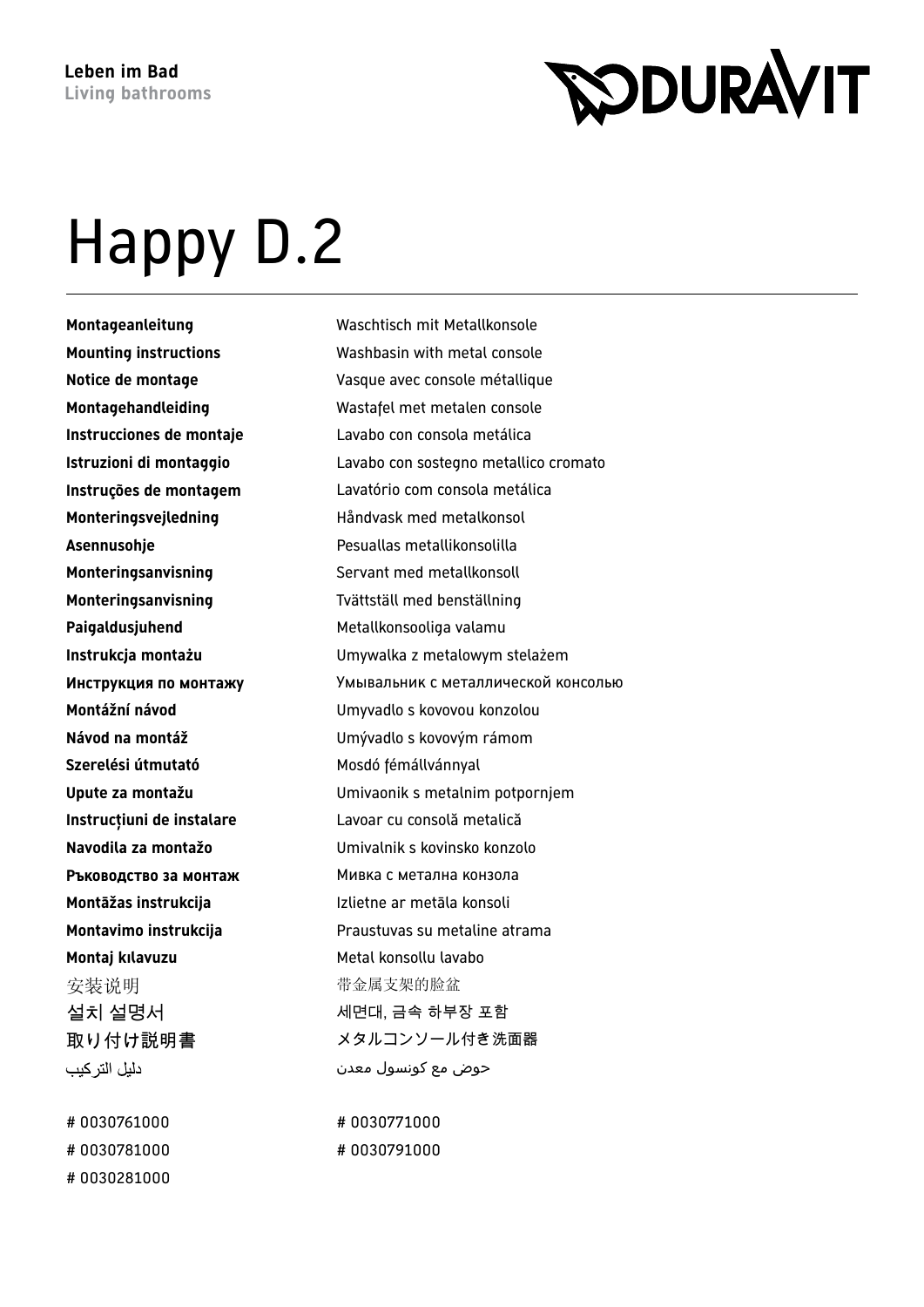**Leben im Bad**
**Living bathrooms**

DURAVIT

# Happy D.2

| | |
|---|---|
| **Montageanleitung** | Waschtisch mit Metallkonsole |
| **Mounting instructions** | Washbasin with metal console |
| **Notice de montage** | Vasque avec console métallique |
| **Montagehandleiding** | Wastafel met metalen console |
| **Instrucciones de montaje** | Lavabo con consola metálica |
| **Istruzioni di montaggio** | Lavabo con sostegno metallico cromato |
| **Instruções de montagem** | Lavatório com consola metálica |
| **Monteringsvejledning** | Håndvask med metalkonsol |
| **Asennusohje** | Pesuallas metallikonsolilla |
| **Monteringsanvisning** | Servant med metallkonsoll |
| **Monteringsanvisning** | Tvättställ med benställning |
| **Paigaldusjuhend** | Metallkonsooliga valamu |
| **Instrukcja montażu** | Umywalka z metalowym stelażem |
| **Инструкция по монтажу** | Умывальник с металлической консолью |
| **Montážní návod** | Umyvadlo s kovovou konzolou |
| **Návod na montáž** | Umývadlo s kovovým rámom |
| **Szerelési útmutató** | Mosdó fémállvánnyal |
| **Upute za montažu** | Umivaonik s metalnim potpornjem |
| **Instrucțiuni de instalare** | Lavoar cu consolă metalică |
| **Navodila za montažo** | Umivalnik s kovinsko konzolo |
| **Ръководство за монтаж** | Мивка с метална конзола |
| **Montāžas instrukcija** | Izlietne ar metāla konsoli |
| **Montavimo instrukcija** | Praustuvas su metaline atrama |
| **Montaj kılavuzu** | Metal konsollu lavabo |
| 安装说明 | 带金属支架的脸盆 |
| 설치 설명서 | 세면대, 금속 하부장 포함 |
| 取り付け説明書 | メタルコンソール付き洗面器 |
| دليل التركيب | حوض مع كونسول معدن |

# 0030761000 # 0030771000
# 0030781000 # 0030791000
# 0030281000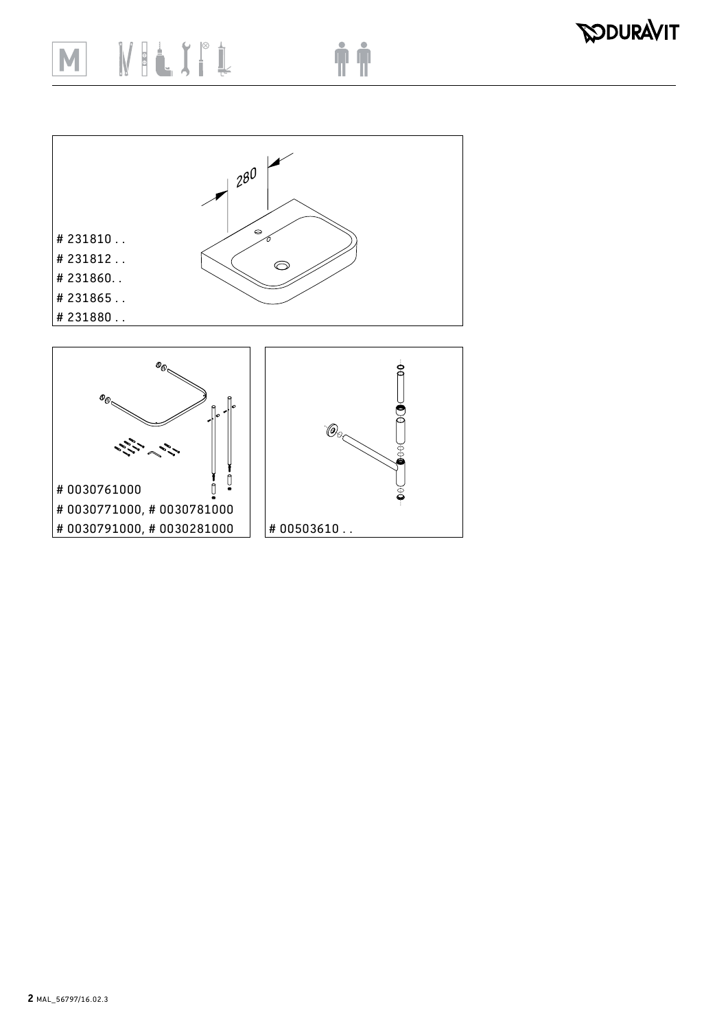280

# 231810 . .
# 231812 . .
# 231860. .
# 231865 . .
# 231880 . .

# 0030761000
# 0030771000, # 0030781000
# 0030791000, # 0030281000

# 00503610 . .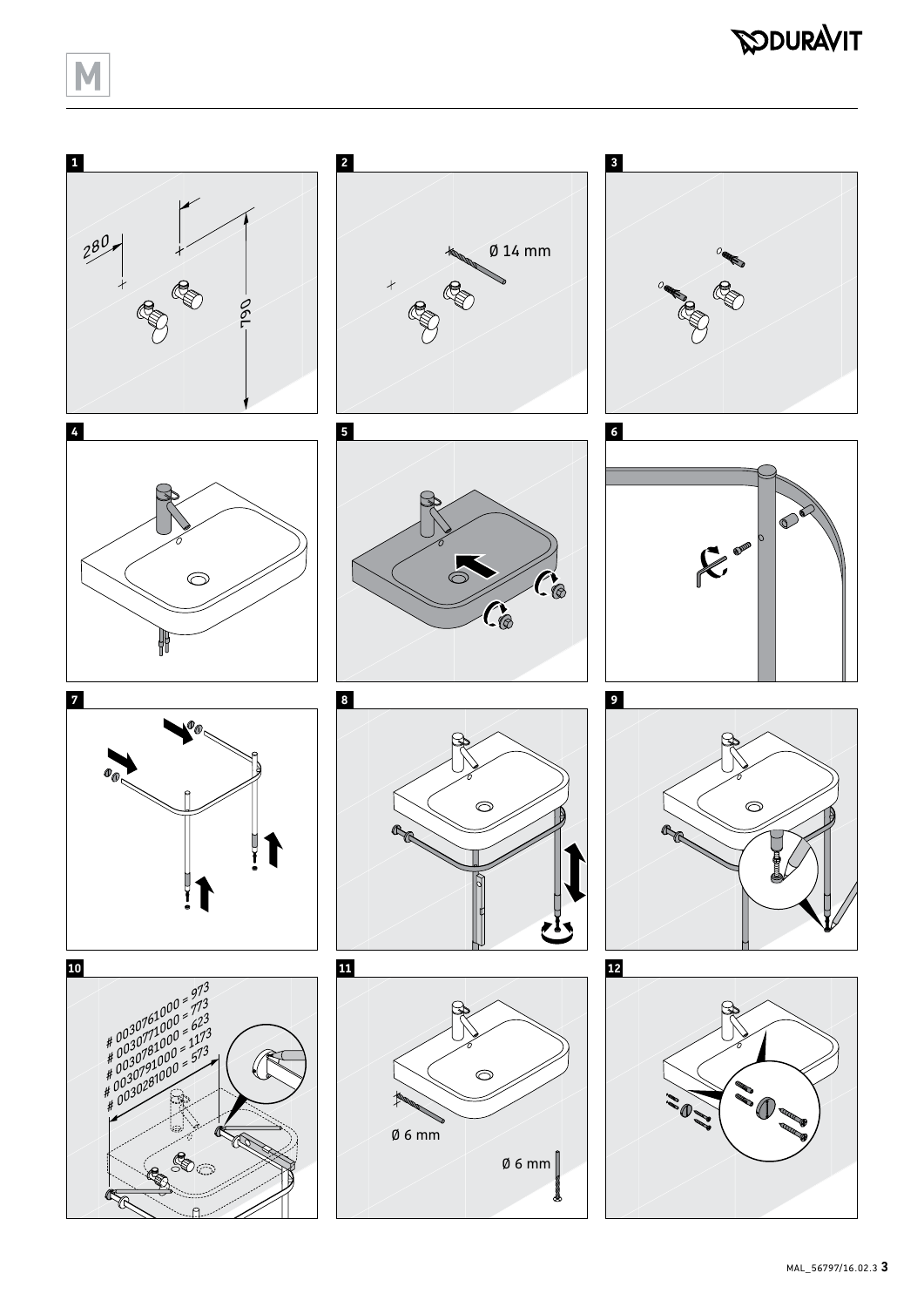M

**1**

280

790

**2**

Ø 14 mm

**3**

**4**

**5**

**6**

**7**

**8**

**9**

**10**

# 0030761000 = 973
# 0030771000 = 773
# 0030781000 = 623
# 0030791000 = 1173
# 0030281000 = 573

**11**

Ø 6 mm

Ø 6 mm

**12**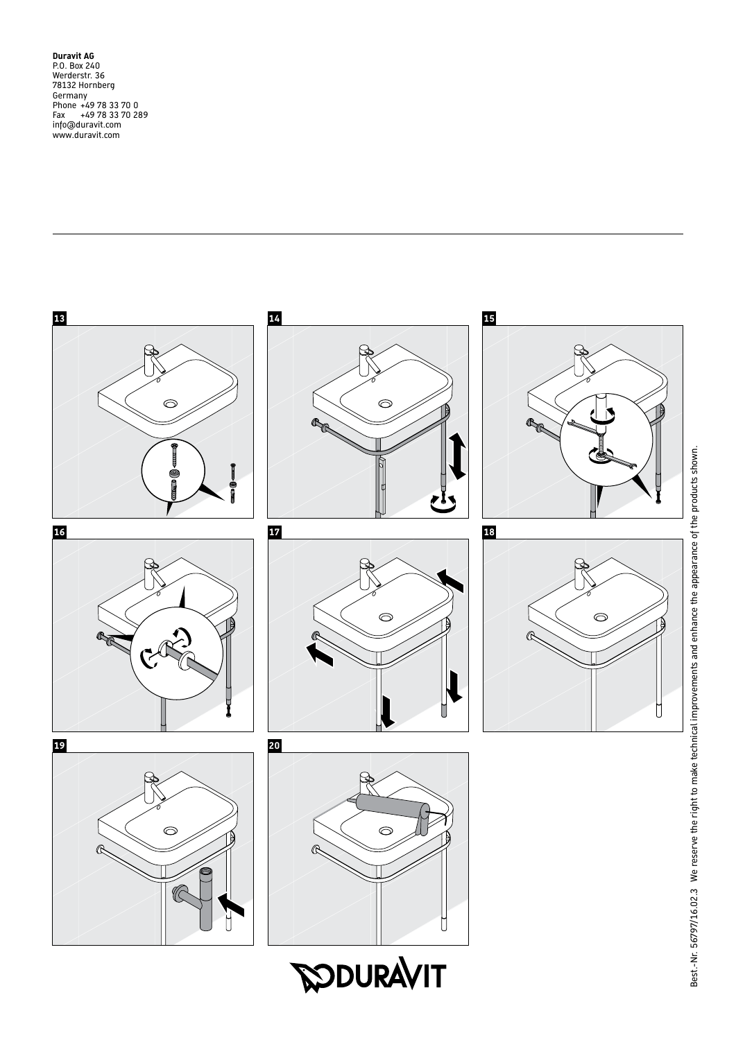**Duravit AG**
P.O. Box 240
Werderstr. 36
78132 Hornberg
Germany
Phone +49 78 33 70 0
Fax +49 78 33 70 289
info@duravit.com
www.duravit.com

---

13

14

15

16

17

18

19

20

DURAVIT

Best.-Nr. 56797/16.02.3 We reserve the right to make technical improvements and enhance the appearance of the products shown.